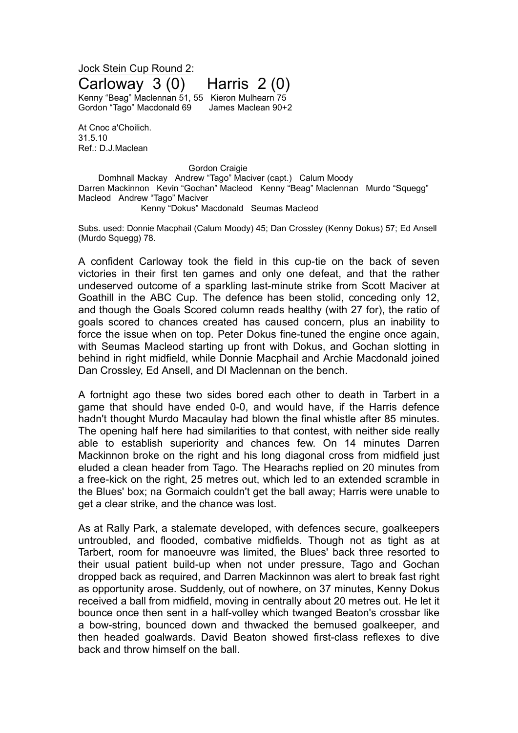Jock Stein Cup Round 2:

# Carloway 3 (0) Harris 2 (0)

Kenny "Beag" Maclennan 51, 55 Kieron Mulhearn 75
Gordon "Tago" Macdonald 69 James Maclean 90+2

At Cnoc a'Choilich.
31.5.10
Ref.: D.J.Maclean

Gordon Craigie
Domhnall Mackay Andrew "Tago" Maciver (capt.) Calum Moody
Darren Mackinnon Kevin "Gochan" Macleod Kenny "Beag" Maclennan Murdo "Squegg" Macleod Andrew "Tago" Maciver
Kenny "Dokus" Macdonald Seumas Macleod

Subs. used: Donnie Macphail (Calum Moody) 45; Dan Crossley (Kenny Dokus) 57; Ed Ansell (Murdo Squegg) 78.

A confident Carloway took the field in this cup-tie on the back of seven victories in their first ten games and only one defeat, and that the rather undeserved outcome of a sparkling last-minute strike from Scott Maciver at Goathill in the ABC Cup. The defence has been stolid, conceding only 12, and though the Goals Scored column reads healthy (with 27 for), the ratio of goals scored to chances created has caused concern, plus an inability to force the issue when on top. Peter Dokus fine-tuned the engine once again, with Seumas Macleod starting up front with Dokus, and Gochan slotting in behind in right midfield, while Donnie Macphail and Archie Macdonald joined Dan Crossley, Ed Ansell, and DI Maclennan on the bench.

A fortnight ago these two sides bored each other to death in Tarbert in a game that should have ended 0-0, and would have, if the Harris defence hadn't thought Murdo Macaulay had blown the final whistle after 85 minutes. The opening half here had similarities to that contest, with neither side really able to establish superiority and chances few. On 14 minutes Darren Mackinnon broke on the right and his long diagonal cross from midfield just eluded a clean header from Tago. The Hearachs replied on 20 minutes from a free-kick on the right, 25 metres out, which led to an extended scramble in the Blues' box; na Gormaich couldn't get the ball away; Harris were unable to get a clear strike, and the chance was lost.

As at Rally Park, a stalemate developed, with defences secure, goalkeepers untroubled, and flooded, combative midfields. Though not as tight as at Tarbert, room for manoeuvre was limited, the Blues' back three resorted to their usual patient build-up when not under pressure, Tago and Gochan dropped back as required, and Darren Mackinnon was alert to break fast right as opportunity arose. Suddenly, out of nowhere, on 37 minutes, Kenny Dokus received a ball from midfield, moving in centrally about 20 metres out. He let it bounce once then sent in a half-volley which twanged Beaton's crossbar like a bow-string, bounced down and thwacked the bemused goalkeeper, and then headed goalwards. David Beaton showed first-class reflexes to dive back and throw himself on the ball.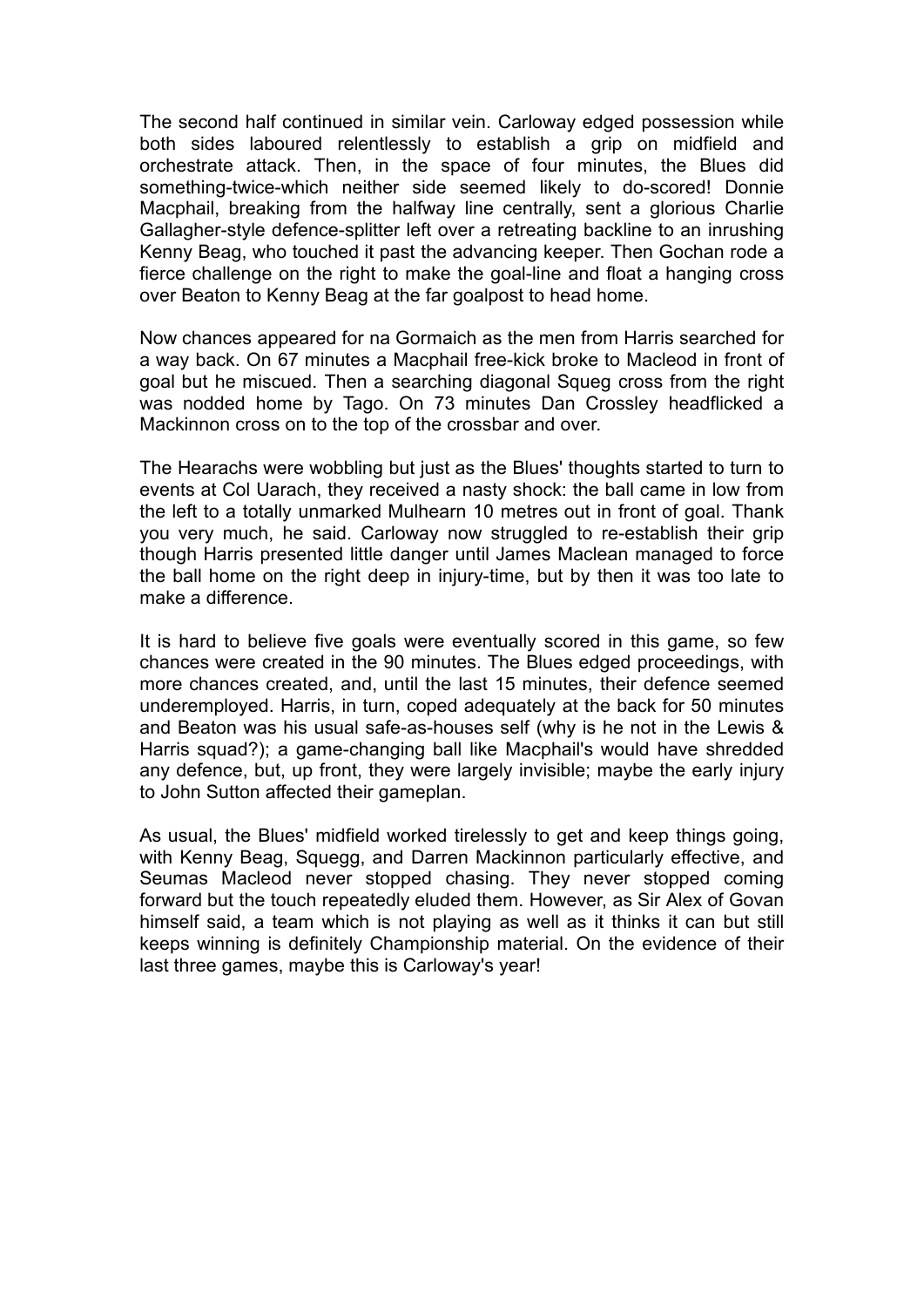The second half continued in similar vein. Carloway edged possession while both sides laboured relentlessly to establish a grip on midfield and orchestrate attack. Then, in the space of four minutes, the Blues did something-twice-which neither side seemed likely to do-scored! Donnie Macphail, breaking from the halfway line centrally, sent a glorious Charlie Gallagher-style defence-splitter left over a retreating backline to an inrushing Kenny Beag, who touched it past the advancing keeper. Then Gochan rode a fierce challenge on the right to make the goal-line and float a hanging cross over Beaton to Kenny Beag at the far goalpost to head home.

Now chances appeared for na Gormaich as the men from Harris searched for a way back. On 67 minutes a Macphail free-kick broke to Macleod in front of goal but he miscued. Then a searching diagonal Squeg cross from the right was nodded home by Tago. On 73 minutes Dan Crossley headflicked a Mackinnon cross on to the top of the crossbar and over.

The Hearachs were wobbling but just as the Blues' thoughts started to turn to events at Col Uarach, they received a nasty shock: the ball came in low from the left to a totally unmarked Mulhearn 10 metres out in front of goal. Thank you very much, he said. Carloway now struggled to re-establish their grip though Harris presented little danger until James Maclean managed to force the ball home on the right deep in injury-time, but by then it was too late to make a difference.

It is hard to believe five goals were eventually scored in this game, so few chances were created in the 90 minutes. The Blues edged proceedings, with more chances created, and, until the last 15 minutes, their defence seemed underemployed. Harris, in turn, coped adequately at the back for 50 minutes and Beaton was his usual safe-as-houses self (why is he not in the Lewis & Harris squad?); a game-changing ball like Macphail's would have shredded any defence, but, up front, they were largely invisible; maybe the early injury to John Sutton affected their gameplan.

As usual, the Blues' midfield worked tirelessly to get and keep things going, with Kenny Beag, Squegg, and Darren Mackinnon particularly effective, and Seumas Macleod never stopped chasing. They never stopped coming forward but the touch repeatedly eluded them. However, as Sir Alex of Govan himself said, a team which is not playing as well as it thinks it can but still keeps winning is definitely Championship material. On the evidence of their last three games, maybe this is Carloway's year!